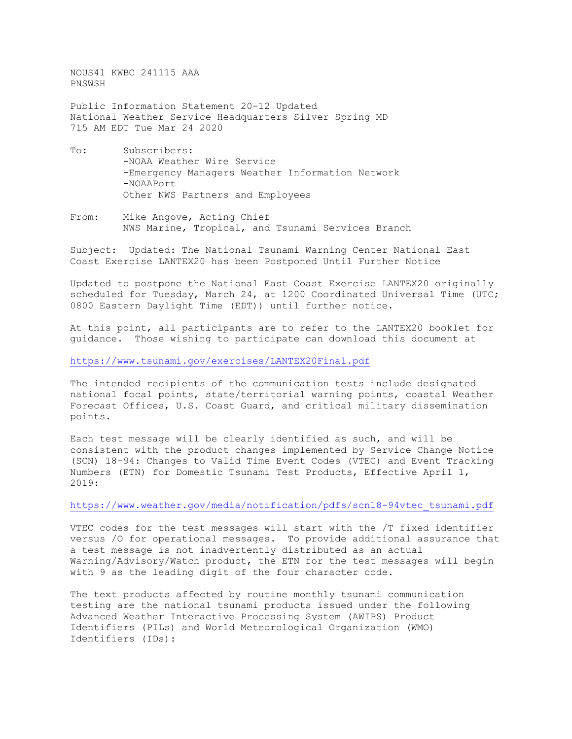NOUS41 KWBC 241115 AAA
PNSWSH

Public Information Statement 20-12 Updated
National Weather Service Headquarters Silver Spring MD
715 AM EDT Tue Mar 24 2020

To: Subscribers:
-NOAA Weather Wire Service
-Emergency Managers Weather Information Network
-NOAAPort
Other NWS Partners and Employees

From: Mike Angove, Acting Chief
NWS Marine, Tropical, and Tsunami Services Branch

Subject: Updated: The National Tsunami Warning Center National East Coast Exercise LANTEX20 has been Postponed Until Further Notice

Updated to postpone the National East Coast Exercise LANTEX20 originally scheduled for Tuesday, March 24, at 1200 Coordinated Universal Time (UTC; 0800 Eastern Daylight Time (EDT)) until further notice.

At this point, all participants are to refer to the LANTEX20 booklet for guidance. Those wishing to participate can download this document at

https://www.tsunami.gov/exercises/LANTEX20Final.pdf

The intended recipients of the communication tests include designated national focal points, state/territorial warning points, coastal Weather Forecast Offices, U.S. Coast Guard, and critical military dissemination points.

Each test message will be clearly identified as such, and will be consistent with the product changes implemented by Service Change Notice (SCN) 18-94: Changes to Valid Time Event Codes (VTEC) and Event Tracking Numbers (ETN) for Domestic Tsunami Test Products, Effective April 1, 2019:

https://www.weather.gov/media/notification/pdfs/scn18-94vtec_tsunami.pdf

VTEC codes for the test messages will start with the /T fixed identifier versus /O for operational messages. To provide additional assurance that a test message is not inadvertently distributed as an actual Warning/Advisory/Watch product, the ETN for the test messages will begin with 9 as the leading digit of the four character code.

The text products affected by routine monthly tsunami communication testing are the national tsunami products issued under the following Advanced Weather Interactive Processing System (AWIPS) Product Identifiers (PILs) and World Meteorological Organization (WMO) Identifiers (IDs):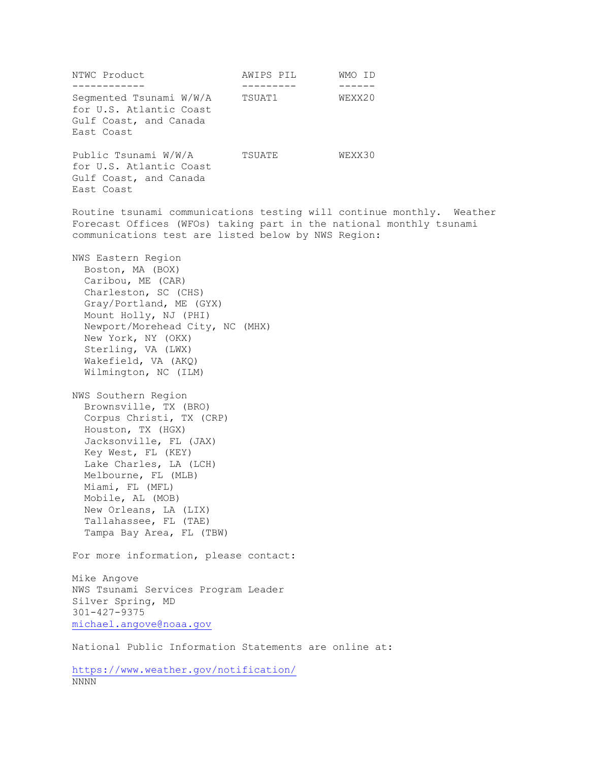| NTWC Product | AWIPS PIL | WMO ID |
| --- | --- | --- |
| Segmented Tsunami W/W/A for U.S. Atlantic Coast Gulf Coast, and Canada East Coast | TSUAT1 | WEXX20 |
| Public Tsunami W/W/A for U.S. Atlantic Coast Gulf Coast, and Canada East Coast | TSUATE | WEXX30 |

Routine tsunami communications testing will continue monthly. Weather Forecast Offices (WFOs) taking part in the national monthly tsunami communications test are listed below by NWS Region:

NWS Eastern Region

- Boston, MA (BOX)
- Caribou, ME (CAR)
- Charleston, SC (CHS)
- Gray/Portland, ME (GYX)
- Mount Holly, NJ (PHI)
- Newport/Morehead City, NC (MHX)
- New York, NY (OKX)
- Sterling, VA (LWX)
- Wakefield, VA (AKQ)
- Wilmington, NC (ILM)

NWS Southern Region

- Brownsville, TX (BRO)
- Corpus Christi, TX (CRP)
- Houston, TX (HGX)
- Jacksonville, FL (JAX)
- Key West, FL (KEY)
- Lake Charles, LA (LCH)
- Melbourne, FL (MLB)
- Miami, FL (MFL)
- Mobile, AL (MOB)
- New Orleans, LA (LIX)
- Tallahassee, FL (TAE)
- Tampa Bay Area, FL (TBW)

For more information, please contact:

Mike Angove
NWS Tsunami Services Program Leader
Silver Spring, MD
301-427-9375
michael.angove@noaa.gov

National Public Information Statements are online at:

https://www.weather.gov/notification/
NNNN